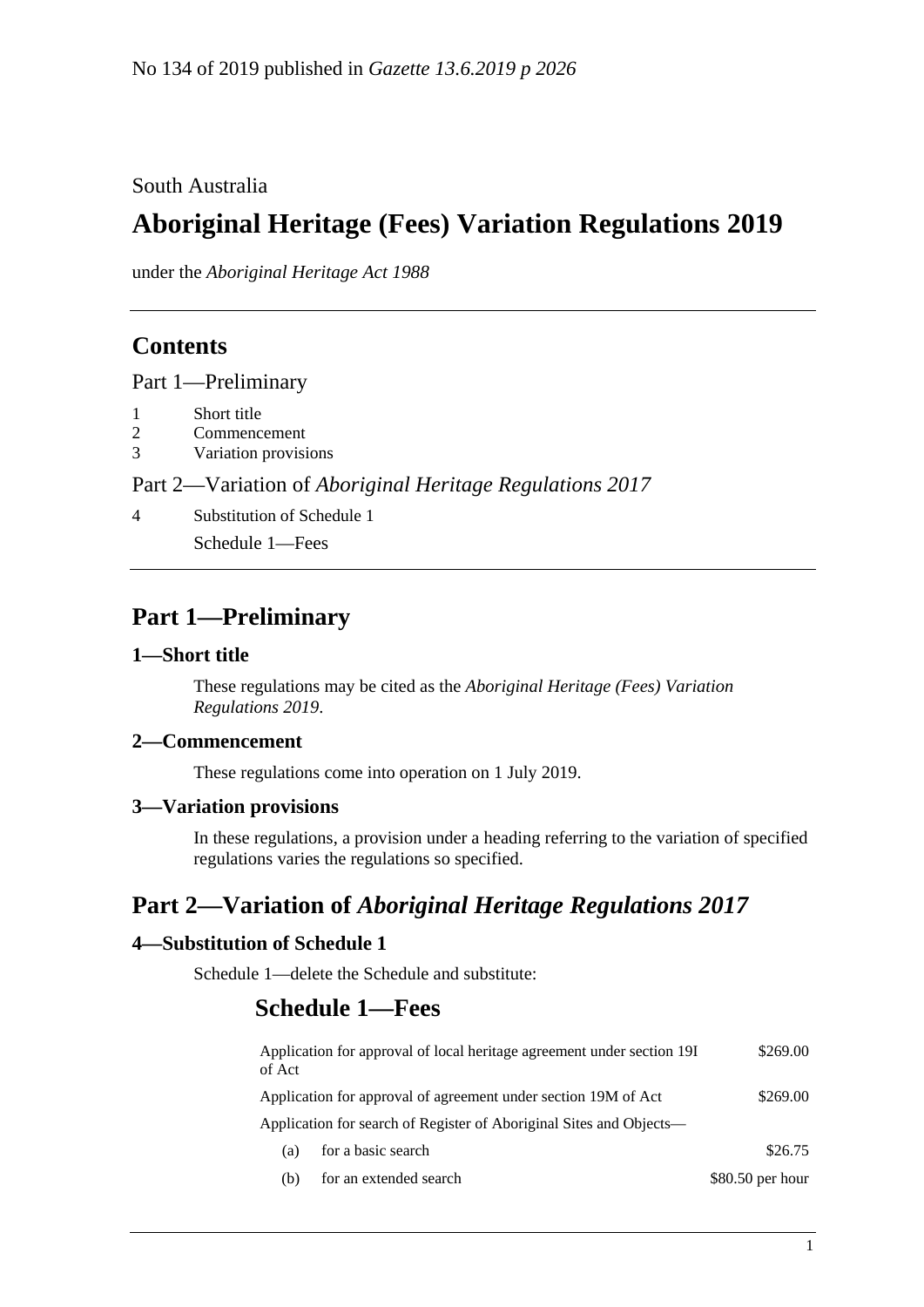No 134 of 2019 published in *Gazette 13.6.2019 p 2026*

South Australia

# Aboriginal Heritage (Fees) Variation Regulations 2019

under the *Aboriginal Heritage Act 1988*

## Contents

Part 1—Preliminary

1 Short title
2 Commencement
3 Variation provisions

Part 2—Variation of *Aboriginal Heritage Regulations 2017*

4 Substitution of Schedule 1

Schedule 1—Fees

## Part 1—Preliminary

### 1—Short title

These regulations may be cited as the *Aboriginal Heritage (Fees) Variation Regulations 2019*.

### 2—Commencement

These regulations come into operation on 1 July 2019.

### 3—Variation provisions

In these regulations, a provision under a heading referring to the variation of specified regulations varies the regulations so specified.

## Part 2—Variation of *Aboriginal Heritage Regulations 2017*

### 4—Substitution of Schedule 1

Schedule 1—delete the Schedule and substitute:

## Schedule 1—Fees

| | |
|---|---|
| Application for approval of local heritage agreement under section 19I of Act | $269.00 |
| Application for approval of agreement under section 19M of Act | $269.00 |
| Application for search of Register of Aboriginal Sites and Objects— | |
| (a) for a basic search | $26.75 |
| (b) for an extended search | $80.50 per hour |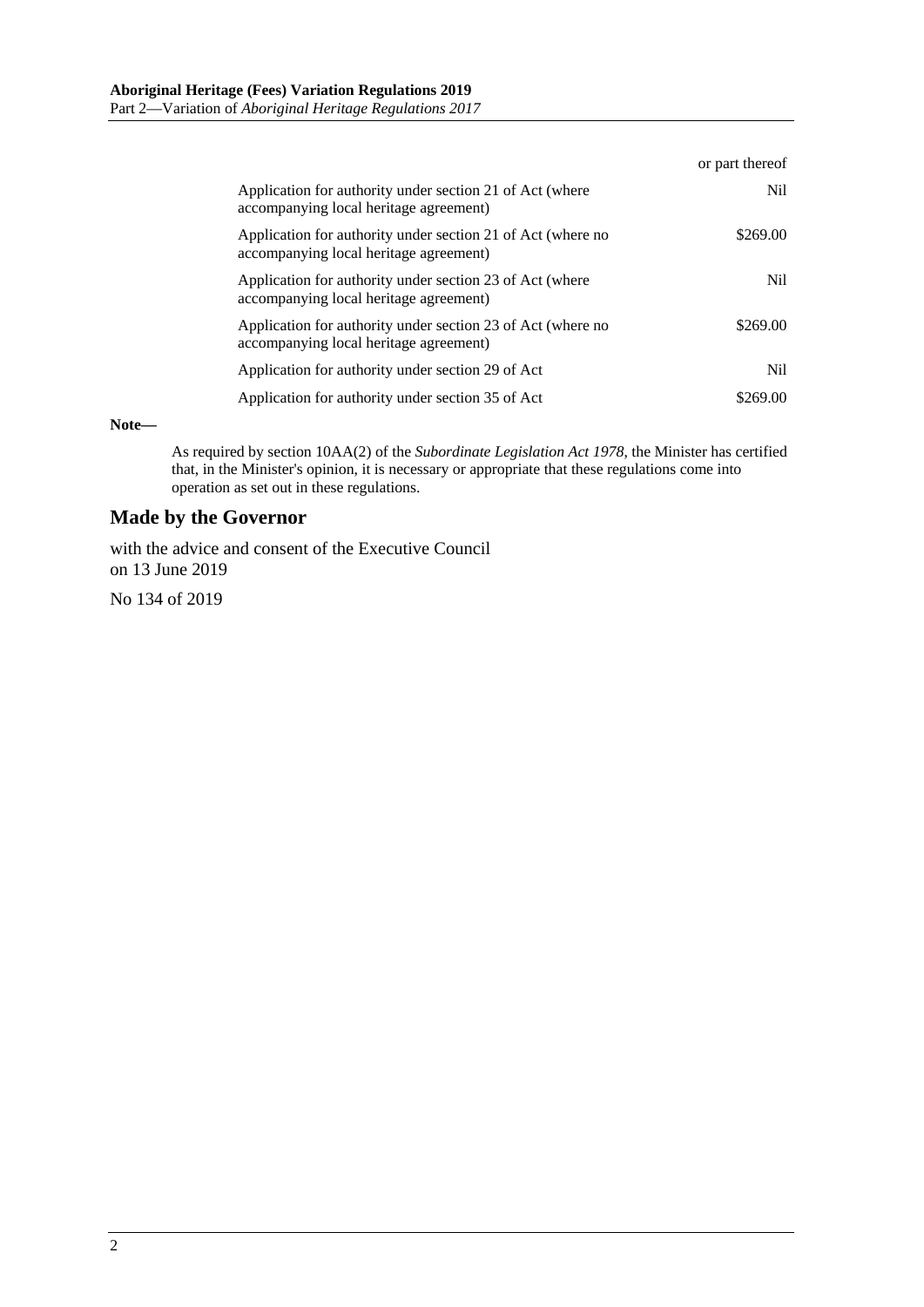| | |
|---|---|
| | or part thereof |
| Application for authority under section 21 of Act (where accompanying local heritage agreement) | Nil |
| Application for authority under section 21 of Act (where no accompanying local heritage agreement) | \$269.00 |
| Application for authority under section 23 of Act (where accompanying local heritage agreement) | Nil |
| Application for authority under section 23 of Act (where no accompanying local heritage agreement) | \$269.00 |
| Application for authority under section 29 of Act | Nil |
| Application for authority under section 35 of Act | \$269.00 |

**Note—**

As required by section 10AA(2) of the *Subordinate Legislation Act 1978*, the Minister has certified that, in the Minister's opinion, it is necessary or appropriate that these regulations come into operation as set out in these regulations.

## Made by the Governor

with the advice and consent of the Executive Council on 13 June 2019

No 134 of 2019